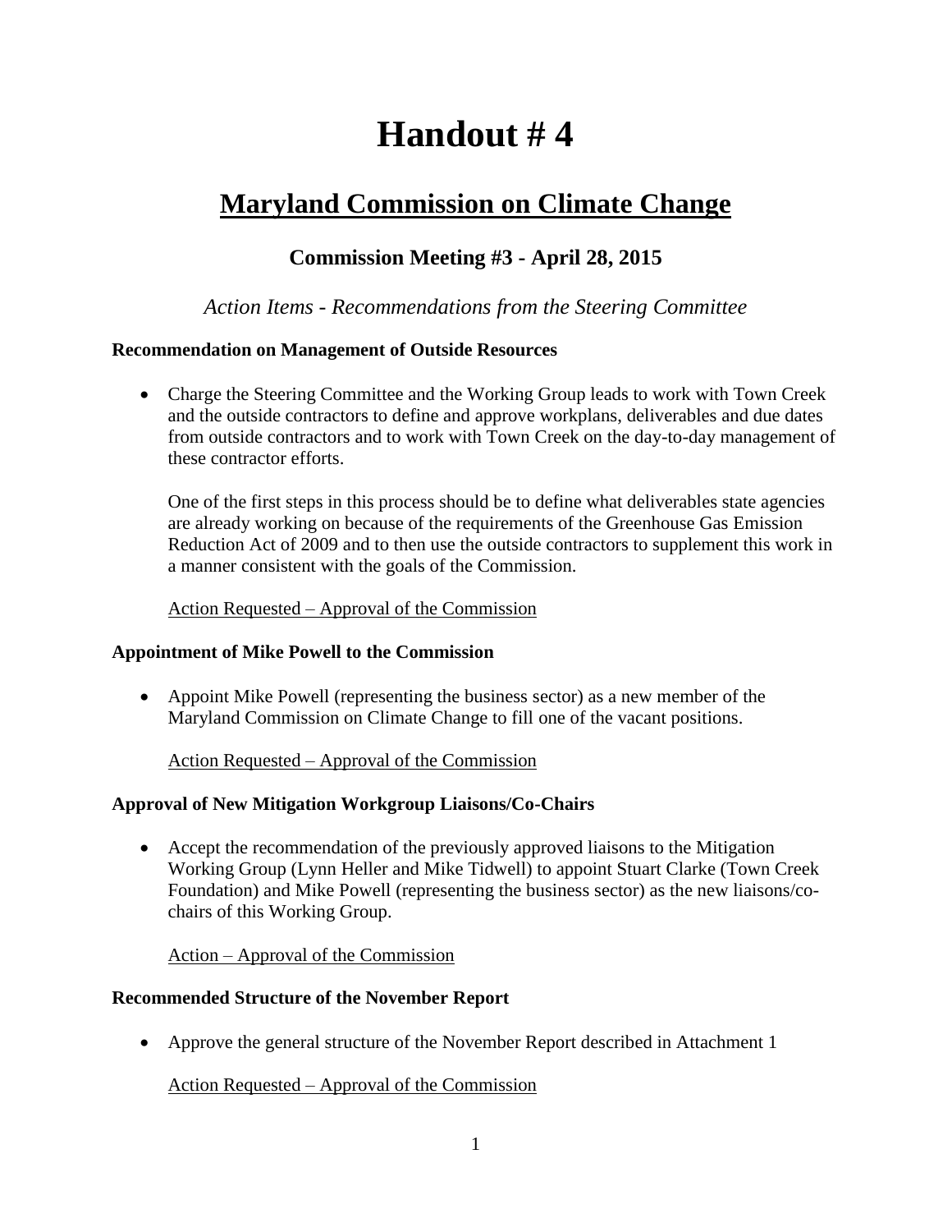# Handout # 4

## Maryland Commission on Climate Change

### Commission Meeting #3 - April 28, 2015

*Action Items - Recommendations from the Steering Committee*

**Recommendation on Management of Outside Resources**

- Charge the Steering Committee and the Working Group leads to work with Town Creek and the outside contractors to define and approve workplans, deliverables and due dates from outside contractors and to work with Town Creek on the day-to-day management of these contractor efforts.

  One of the first steps in this process should be to define what deliverables state agencies are already working on because of the requirements of the Greenhouse Gas Emission Reduction Act of 2009 and to then use the outside contractors to supplement this work in a manner consistent with the goals of the Commission.

  <u>Action Requested – Approval of the Commission</u>

**Appointment of Mike Powell to the Commission**

- Appoint Mike Powell (representing the business sector) as a new member of the Maryland Commission on Climate Change to fill one of the vacant positions.

  <u>Action Requested – Approval of the Commission</u>

**Approval of New Mitigation Workgroup Liaisons/Co-Chairs**

- Accept the recommendation of the previously approved liaisons to the Mitigation Working Group (Lynn Heller and Mike Tidwell) to appoint Stuart Clarke (Town Creek Foundation) and Mike Powell (representing the business sector) as the new liaisons/co-chairs of this Working Group.

  <u>Action – Approval of the Commission</u>

**Recommended Structure of the November Report**

- Approve the general structure of the November Report described in Attachment 1

  <u>Action Requested – Approval of the Commission</u>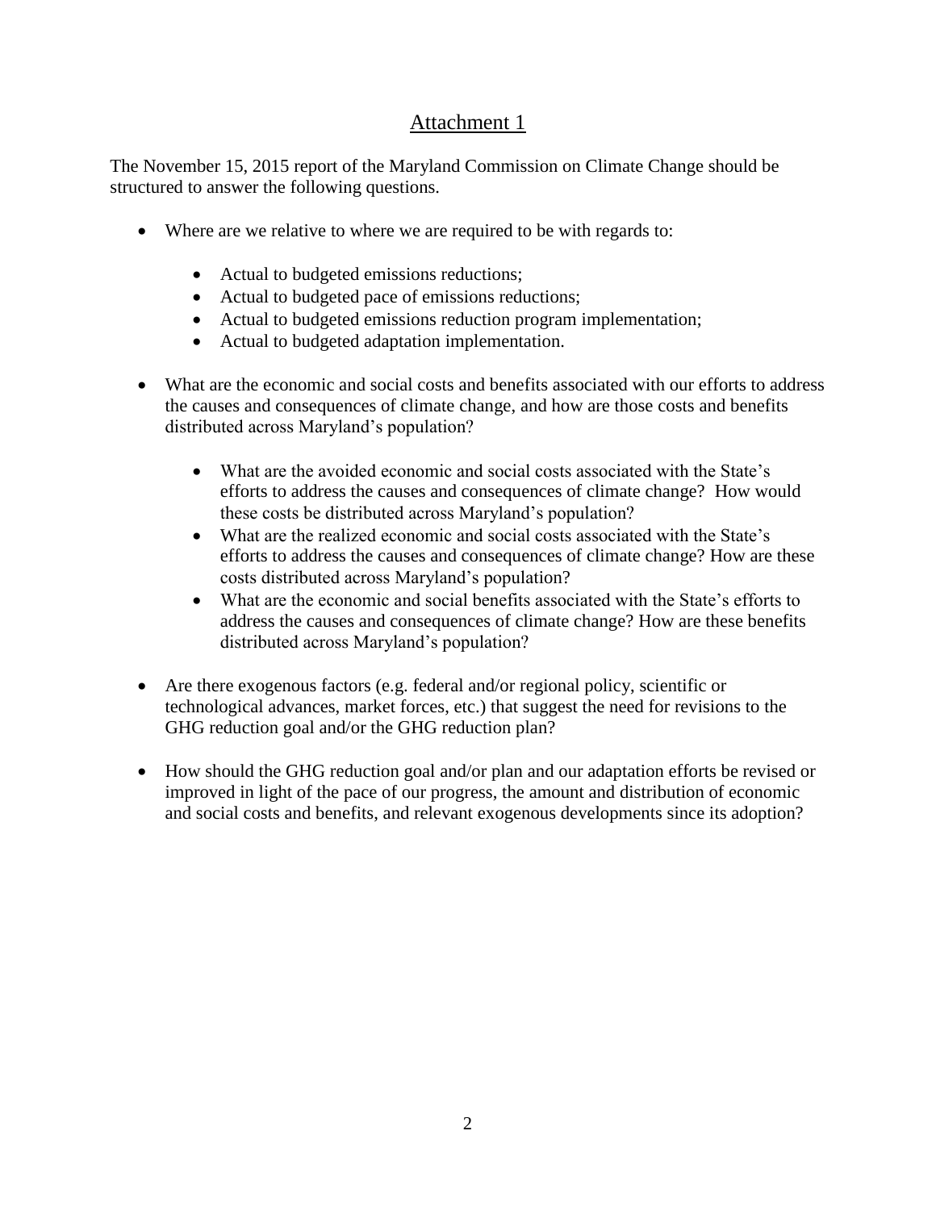## Attachment 1

The November 15, 2015 report of the Maryland Commission on Climate Change should be structured to answer the following questions.

- Where are we relative to where we are required to be with regards to:
  - Actual to budgeted emissions reductions;
  - Actual to budgeted pace of emissions reductions;
  - Actual to budgeted emissions reduction program implementation;
  - Actual to budgeted adaptation implementation.
- What are the economic and social costs and benefits associated with our efforts to address the causes and consequences of climate change, and how are those costs and benefits distributed across Maryland's population?
  - What are the avoided economic and social costs associated with the State's efforts to address the causes and consequences of climate change? How would these costs be distributed across Maryland's population?
  - What are the realized economic and social costs associated with the State's efforts to address the causes and consequences of climate change? How are these costs distributed across Maryland's population?
  - What are the economic and social benefits associated with the State's efforts to address the causes and consequences of climate change? How are these benefits distributed across Maryland's population?
- Are there exogenous factors (e.g. federal and/or regional policy, scientific or technological advances, market forces, etc.) that suggest the need for revisions to the GHG reduction goal and/or the GHG reduction plan?
- How should the GHG reduction goal and/or plan and our adaptation efforts be revised or improved in light of the pace of our progress, the amount and distribution of economic and social costs and benefits, and relevant exogenous developments since its adoption?